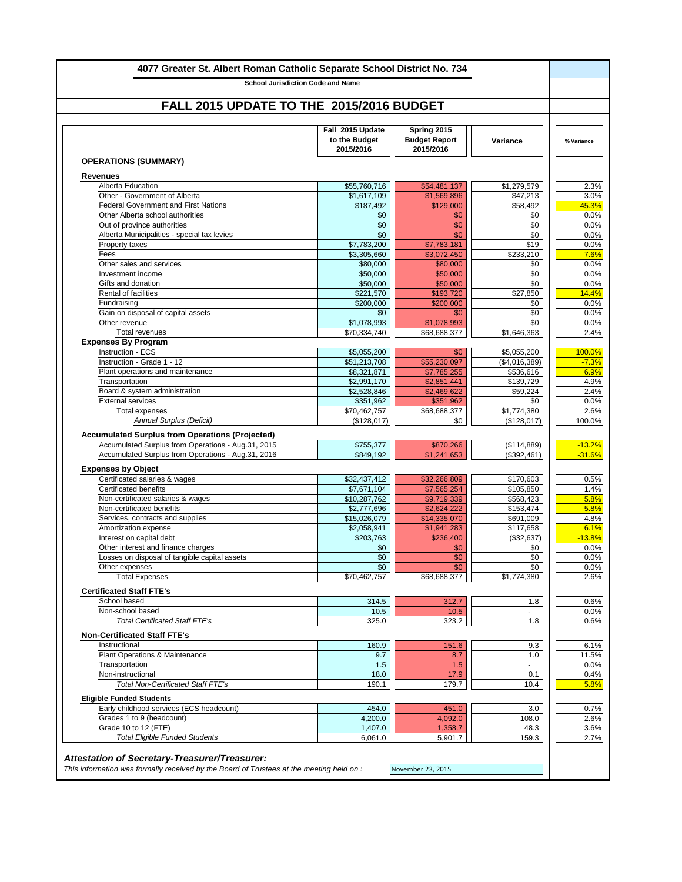## 4077 Greater St. Albert Roman Catholic Separate School District No. 734

School Jurisdiction Code and Name

# FALL 2015 UPDATE TO THE 2015/2016 BUDGET

| OPERATIONS (SUMMARY) | Fall 2015 Update to the Budget 2015/2016 | Spring 2015 Budget Report 2015/2016 | Variance | % Variance |
|---|---|---|---|---|
| **Revenues** | | | | |
| Alberta Education | $55,760,716 | $54,481,137 | $1,279,579 | 2.3% |
| Other - Government of Alberta | $1,617,109 | $1,569,896 | $47,213 | 3.0% |
| Federal Government and First Nations | $187,492 | $129,000 | $58,492 | 45.3% |
| Other Alberta school authorities | $0 | $0 | $0 | 0.0% |
| Out of province authorities | $0 | $0 | $0 | 0.0% |
| Alberta Municipalities - special tax levies | $0 | $0 | $0 | 0.0% |
| Property taxes | $7,783,200 | $7,783,181 | $19 | 0.0% |
| Fees | $3,305,660 | $3,072,450 | $233,210 | 7.6% |
| Other sales and services | $80,000 | $80,000 | $0 | 0.0% |
| Investment income | $50,000 | $50,000 | $0 | 0.0% |
| Gifts and donation | $50,000 | $50,000 | $0 | 0.0% |
| Rental of facilities | $221,570 | $193,720 | $27,850 | 14.4% |
| Fundraising | $200,000 | $200,000 | $0 | 0.0% |
| Gain on disposal of capital assets | $0 | $0 | $0 | 0.0% |
| Other revenue | $1,078,993 | $1,078,993 | $0 | 0.0% |
| Total revenues | $70,334,740 | $68,688,377 | $1,646,363 | 2.4% |
| **Expenses By Program** | | | | |
| Instruction - ECS | $5,055,200 | $0 | $5,055,200 | 100.0% |
| Instruction - Grade 1 - 12 | $51,213,708 | $55,230,097 | ($4,016,389) | -7.3% |
| Plant operations and maintenance | $8,321,871 | $7,785,255 | $536,616 | 6.9% |
| Transportation | $2,991,170 | $2,851,441 | $139,729 | 4.9% |
| Board & system administration | $2,528,846 | $2,469,622 | $59,224 | 2.4% |
| External services | $351,962 | $351,962 | $0 | 0.0% |
| Total expenses | $70,462,757 | $68,688,377 | $1,774,380 | 2.6% |
| *Annual Surplus (Deficit)* | ($128,017) | $0 | ($128,017) | 100.0% |
| **Accumulated Surplus from Operations (Projected)** | | | | |
| Accumulated Surplus from Operations - Aug.31, 2015 | $755,377 | $870,266 | ($114,889) | -13.2% |
| Accumulated Surplus from Operations - Aug.31, 2016 | $849,192 | $1,241,653 | ($392,461) | -31.6% |
| **Expenses by Object** | | | | |
| Certificated salaries & wages | $32,437,412 | $32,266,809 | $170,603 | 0.5% |
| Certificated benefits | $7,671,104 | $7,565,254 | $105,850 | 1.4% |
| Non-certificated salaries & wages | $10,287,762 | $9,719,339 | $568,423 | 5.8% |
| Non-certificated benefits | $2,777,696 | $2,624,222 | $153,474 | 5.8% |
| Services, contracts and supplies | $15,026,079 | $14,335,070 | $691,009 | 4.8% |
| Amortization expense | $2,058,941 | $1,941,283 | $117,658 | 6.1% |
| Interest on capital debt | $203,763 | $236,400 | ($32,637) | -13.8% |
| Other interest and finance charges | $0 | $0 | $0 | 0.0% |
| Losses on disposal of tangible capital assets | $0 | $0 | $0 | 0.0% |
| Other expenses | $0 | $0 | $0 | 0.0% |
| Total Expenses | $70,462,757 | $68,688,377 | $1,774,380 | 2.6% |
| **Certificated Staff FTE's** | | | | |
| School based | 314.5 | 312.7 | 1.8 | 0.6% |
| Non-school based | 10.5 | 10.5 | - | 0.0% |
| *Total Certificated Staff FTE's* | 325.0 | 323.2 | 1.8 | 0.6% |
| **Non-Certificated Staff FTE's** | | | | |
| Instructional | 160.9 | 151.6 | 9.3 | 6.1% |
| Plant Operations & Maintenance | 9.7 | 8.7 | 1.0 | 11.5% |
| Transportation | 1.5 | 1.5 | - | 0.0% |
| Non-instructional | 18.0 | 17.9 | 0.1 | 0.4% |
| *Total Non-Certificated Staff FTE's* | 190.1 | 179.7 | 10.4 | 5.8% |
| **Eligible Funded Students** | | | | |
| Early childhood services (ECS headcount) | 454.0 | 451.0 | 3.0 | 0.7% |
| Grades 1 to 9 (headcount) | 4,200.0 | 4,092.0 | 108.0 | 2.6% |
| Grade 10 to 12 (FTE) | 1,407.0 | 1,358.7 | 48.3 | 3.6% |
| *Total Eligible Funded Students* | 6,061.0 | 5,901.7 | 159.3 | 2.7% |

### *Attestation of Secretary-Treasurer/Treasurer:*

*This information was formally received by the Board of Trustees at the meeting held on :* November 23, 2015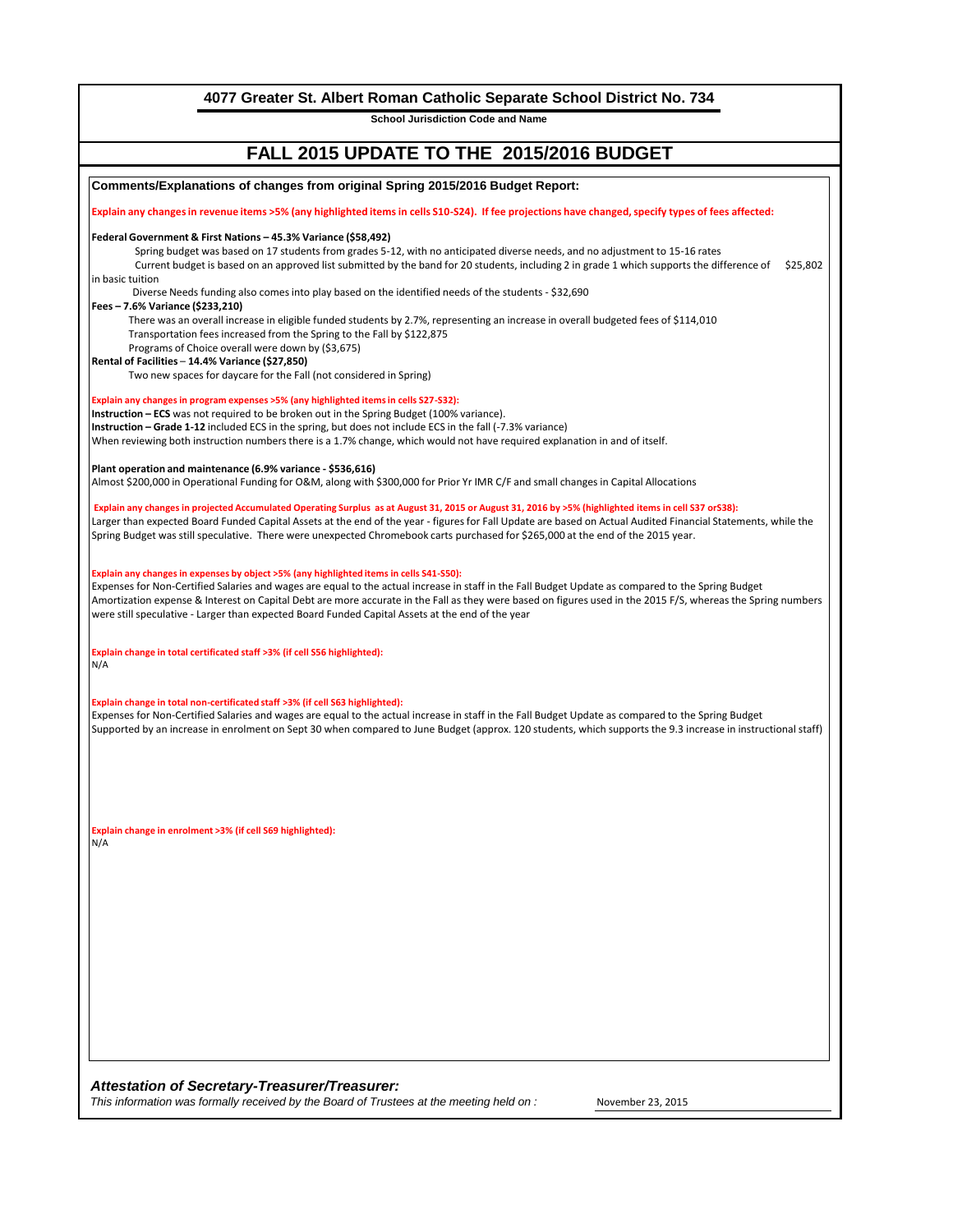**4077 Greater St. Albert Roman Catholic Separate School District No. 734**

School Jurisdiction Code and Name

# FALL 2015 UPDATE TO THE 2015/2016 BUDGET

**Comments/Explanations of changes from original Spring 2015/2016 Budget Report:**

**Explain any changes in revenue items >5% (any highlighted items in cells S10-S24). If fee projections have changed, specify types of fees affected:**

**Federal Government & First Nations – 45.3% Variance ($58,492)**

Spring budget was based on 17 students from grades 5-12, with no anticipated diverse needs, and no adjustment to 15-16 rates

Current budget is based on an approved list submitted by the band for 20 students, including 2 in grade 1 which supports the difference of $25,802 in basic tuition

Diverse Needs funding also comes into play based on the identified needs of the students - $32,690

**Fees – 7.6% Variance ($233,210)**

There was an overall increase in eligible funded students by 2.7%, representing an increase in overall budgeted fees of $114,010

Transportation fees increased from the Spring to the Fall by $122,875

Programs of Choice overall were down by ($3,675)

**Rental of Facilities** – **14.4% Variance ($27,850)**

Two new spaces for daycare for the Fall (not considered in Spring)

**Explain any changes in program expenses >5% (any highlighted items in cells S27-S32):**

**Instruction – ECS** was not required to be broken out in the Spring Budget (100% variance).

**Instruction – Grade 1-12** included ECS in the spring, but does not include ECS in the fall (-7.3% variance)

When reviewing both instruction numbers there is a 1.7% change, which would not have required explanation in and of itself.

**Plant operation and maintenance (6.9% variance - $536,616)**

Almost $200,000 in Operational Funding for O&M, along with $300,000 for Prior Yr IMR C/F and small changes in Capital Allocations

**Explain any changes in projected Accumulated Operating Surplus as at August 31, 2015 or August 31, 2016 by >5% (highlighted items in cell S37 orS38):**

Larger than expected Board Funded Capital Assets at the end of the year - figures for Fall Update are based on Actual Audited Financial Statements, while the Spring Budget was still speculative. There were unexpected Chromebook carts purchased for $265,000 at the end of the 2015 year.

**Explain any changes in expenses by object >5% (any highlighted items in cells S41-S50):**

Expenses for Non-Certified Salaries and wages are equal to the actual increase in staff in the Fall Budget Update as compared to the Spring Budget

Amortization expense & Interest on Capital Debt are more accurate in the Fall as they were based on figures used in the 2015 F/S, whereas the Spring numbers were still speculative - Larger than expected Board Funded Capital Assets at the end of the year

**Explain change in total certificated staff >3% (if cell S56 highlighted):**

N/A

**Explain change in total non-certificated staff >3% (if cell S63 highlighted):**

Expenses for Non-Certified Salaries and wages are equal to the actual increase in staff in the Fall Budget Update as compared to the Spring Budget

Supported by an increase in enrolment on Sept 30 when compared to June Budget (approx. 120 students, which supports the 9.3 increase in instructional staff)

**Explain change in enrolment >3% (if cell S69 highlighted):**

N/A

***Attestation of Secretary-Treasurer/Treasurer:***

*This information was formally received by the Board of Trustees at the meeting held on :* November 23, 2015